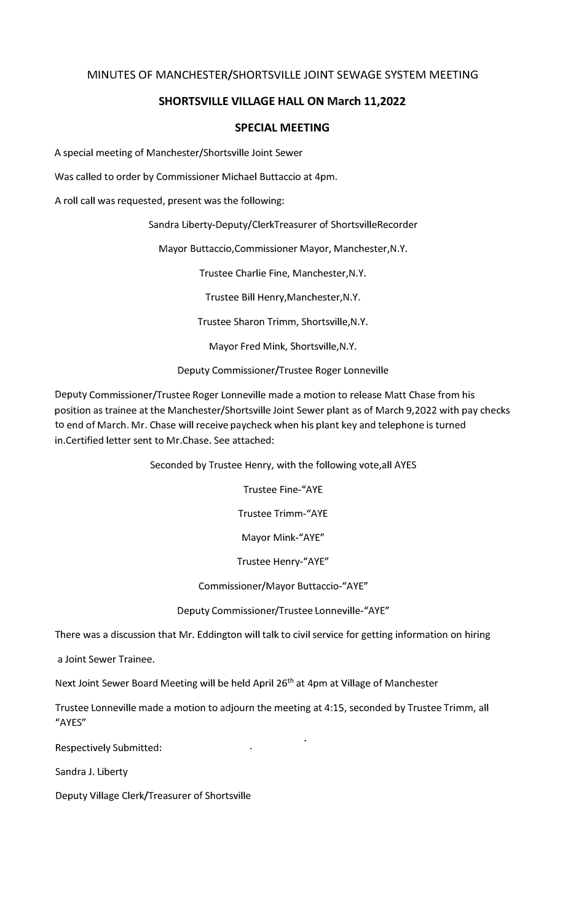MINUTES OF MANCHESTER/SHORTSVILLE JOINT SEWAGE SYSTEM MEETING

**SHORTSVILLE VILLAGE HALL ON March 11,2022**

**SPECIAL MEETING**

A special meeting of Manchester/Shortsville Joint Sewer

Was called to order by Commissioner Michael Buttaccio at 4pm.

A roll call was requested, present was the following:

Sandra Liberty-Deputy/ClerkTreasurer of ShortsvilleRecorder

Mayor Buttaccio,Commissioner Mayor, Manchester,N.Y.

Trustee Charlie Fine, Manchester,N.Y.

Trustee Bill Henry,Manchester,N.Y.

Trustee Sharon Trimm, Shortsville,N.Y.

Mayor Fred Mink, Shortsville,N.Y.

Deputy Commissioner/Trustee Roger Lonneville

Deputy Commissioner/Trustee Roger Lonneville made a motion to release Matt Chase from his position as trainee at the Manchester/Shortsville Joint Sewer plant as of March 9,2022 with pay checks to end of March. Mr. Chase will receive paycheck when his plant key and telephone is turned in.Certified letter sent to Mr.Chase. See attached:

Seconded by Trustee Henry, with the following vote,all AYES

Trustee Fine-"AYE

Trustee Trimm-"AYE

Mayor Mink-"AYE"

Trustee Henry-"AYE"

Commissioner/Mayor Buttaccio-"AYE"

Deputy Commissioner/Trustee Lonneville-"AYE"

There was a discussion that Mr. Eddington will talk to civil service for getting information on hiring a Joint Sewer Trainee.

Next Joint Sewer Board Meeting will be held April 26th at 4pm at Village of Manchester

Trustee Lonneville made a motion to adjourn the meeting at 4:15, seconded by Trustee Trimm, all "AYES"

Respectively Submitted:

Sandra J. Liberty

Deputy Village Clerk/Treasurer of Shortsville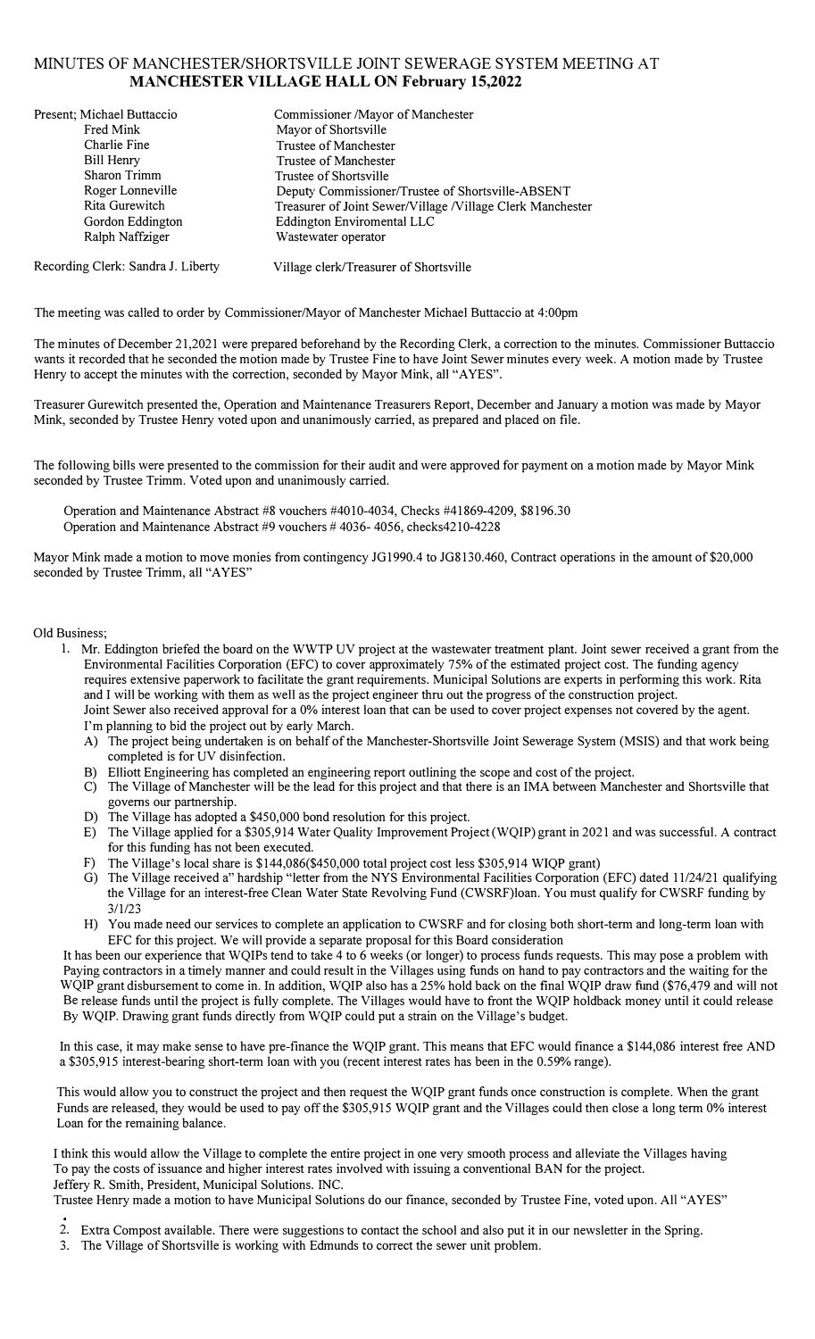# MINUTES OF MANCHESTER/SHORTSVILLE JOINT SEWERAGE SYSTEM MEETING AT **MANCHESTER VILLAGE HALL ON February 15,2022**

| Present; | | |
|---|---|---|
| | Michael Buttaccio | Commissioner /Mayor of Manchester |
| | Fred Mink | Mayor of Shortsville |
| | Charlie Fine | Trustee of Manchester |
| | Bill Henry | Trustee of Manchester |
| | Sharon Trimm | Trustee of Shortsville |
| | Roger Lonneville | Deputy Commissioner/Trustee of Shortsville-ABSENT |
| | Rita Gurewitch | Treasurer of Joint Sewer/Village /Village Clerk Manchester |
| | Gordon Eddington | Eddington Enviromental LLC |
| | Ralph Naffziger | Wastewater operator |

Recording Clerk: Sandra J. Liberty    Village clerk/Treasurer of Shortsville

The meeting was called to order by Commissioner/Mayor of Manchester Michael Buttaccio at 4:00pm

The minutes of December 21,2021 were prepared beforehand by the Recording Clerk, a correction to the minutes. Commissioner Buttaccio wants it recorded that he seconded the motion made by Trustee Fine to have Joint Sewer minutes every week. A motion made by Trustee Henry to accept the minutes with the correction, seconded by Mayor Mink, all "AYES".

Treasurer Gurewitch presented the, Operation and Maintenance Treasurers Report, December and January a motion was made by Mayor Mink, seconded by Trustee Henry voted upon and unanimously carried, as prepared and placed on file.

The following bills were presented to the commission for their audit and were approved for payment on a motion made by Mayor Mink seconded by Trustee Trimm. Voted upon and unanimously carried.

Operation and Maintenance Abstract #8 vouchers #4010-4034, Checks #41869-4209, $8196.30
Operation and Maintenance Abstract #9 vouchers # 4036- 4056, checks4210-4228

Mayor Mink made a motion to move monies from contingency JG1990.4 to JG8130.460, Contract operations in the amount of $20,000 seconded by Trustee Trimm, all "AYES"

Old Business;

1. Mr. Eddington briefed the board on the WWTP UV project at the wastewater treatment plant. Joint sewer received a grant from the Environmental Facilities Corporation (EFC) to cover approximately 75% of the estimated project cost. The funding agency requires extensive paperwork to facilitate the grant requirements. Municipal Solutions are experts in performing this work. Rita and I will be working with them as well as the project engineer thru out the progress of the construction project.
   Joint Sewer also received approval for a 0% interest loan that can be used to cover project expenses not covered by the agent. I'm planning to bid the project out by early March.
   A) The project being undertaken is on behalf of the Manchester-Shortsville Joint Sewerage System (MSIS) and that work being completed is for UV disinfection.
   B) Elliott Engineering has completed an engineering report outlining the scope and cost of the project.
   C) The Village of Manchester will be the lead for this project and that there is an IMA between Manchester and Shortsville that governs our partnership.
   D) The Village has adopted a $450,000 bond resolution for this project.
   E) The Village applied for a $305,914 Water Quality Improvement Project (WQIP) grant in 2021 and was successful. A contract for this funding has not been executed.
   F) The Village's local share is $144,086($450,000 total project cost less $305,914 WIQP grant)
   G) The Village received a" hardship "letter from the NYS Environmental Facilities Corporation (EFC) dated 11/24/21 qualifying the Village for an interest-free Clean Water State Revolving Fund (CWSRF)loan. You must qualify for CWSRF funding by 3/1/23
   H) You made need our services to complete an application to CWSRF and for closing both short-term and long-term loan with EFC for this project. We will provide a separate proposal for this Board consideration

   It has been our experience that WQIPs tend to take 4 to 6 weeks (or longer) to process funds requests. This may pose a problem with Paying contractors in a timely manner and could result in the Villages using funds on hand to pay contractors and the waiting for the WQIP grant disbursement to come in. In addition, WQIP also has a 25% hold back on the final WQIP draw fund ($76,479 and will not Be release funds until the project is fully complete. The Villages would have to front the WQIP holdback money until it could release By WQIP. Drawing grant funds directly from WQIP could put a strain on the Village's budget.

   In this case, it may make sense to have pre-finance the WQIP grant. This means that EFC would finance a $144,086 interest free AND a $305,915 interest-bearing short-term loan with you (recent interest rates has been in the 0.59% range).

   This would allow you to construct the project and then request the WQIP grant funds once construction is complete. When the grant Funds are released, they would be used to pay off the $305,915 WQIP grant and the Villages could then close a long term 0% interest Loan for the remaining balance.

   I think this would allow the Village to complete the entire project in one very smooth process and alleviate the Villages having To pay the costs of issuance and higher interest rates involved with issuing a conventional BAN for the project.
   Jeffery R. Smith, President, Municipal Solutions. INC.
   Trustee Henry made a motion to have Municipal Solutions do our finance, seconded by Trustee Fine, voted upon. All "AYES"

2. Extra Compost available. There were suggestions to contact the school and also put it in our newsletter in the Spring.
3. The Village of Shortsville is working with Edmunds to correct the sewer unit problem.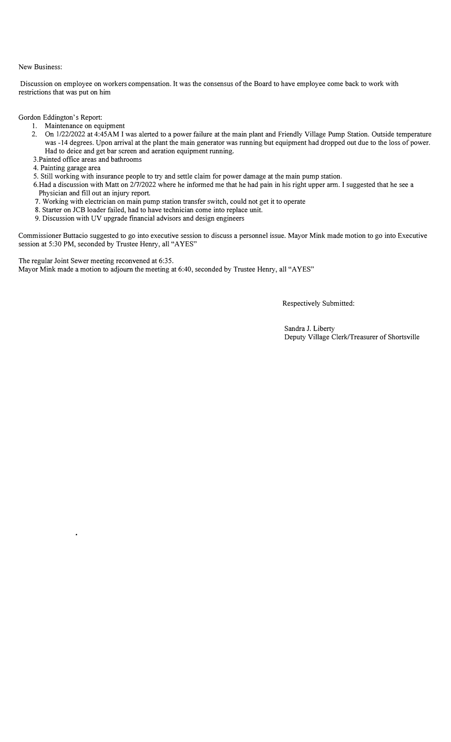New Business:

Discussion on employee on workers compensation. It was the consensus of the Board to have employee come back to work with restrictions that was put on him

Gordon Eddington's Report:

1. Maintenance on equipment
2. On 1/22/2022 at 4:45AM I was alerted to a power failure at the main plant and Friendly Village Pump Station. Outside temperature was -14 degrees. Upon arrival at the plant the main generator was running but equipment had dropped out due to the loss of power. Had to deice and get bar screen and aeration equipment running.
3. Painted office areas and bathrooms
4. Painting garage area
5. Still working with insurance people to try and settle claim for power damage at the main pump station.
6. Had a discussion with Matt on 2/7/2022 where he informed me that he had pain in his right upper arm. I suggested that he see a Physician and fill out an injury report.
7. Working with electrician on main pump station transfer switch, could not get it to operate
8. Starter on JCB loader failed, had to have technician come into replace unit.
9. Discussion with UV upgrade financial advisors and design engineers

Commissioner Buttacio suggested to go into executive session to discuss a personnel issue. Mayor Mink made motion to go into Executive session at 5:30 PM, seconded by Trustee Henry, all "AYES"

The regular Joint Sewer meeting reconvened at 6:35.
Mayor Mink made a motion to adjourn the meeting at 6:40, seconded by Trustee Henry, all "AYES"

Respectively Submitted:

Sandra J. Liberty
Deputy Village Clerk/Treasurer of Shortsville